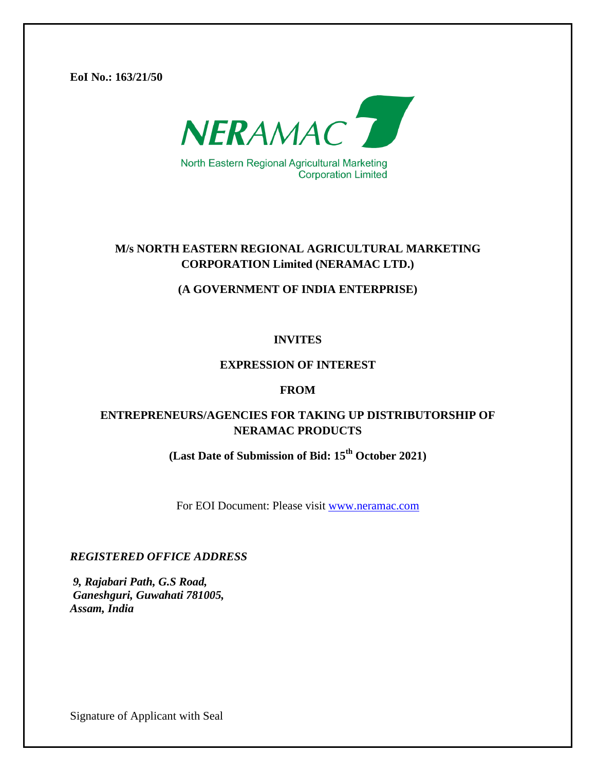**EoI No.: 163/21/50**

NERAMAC

North Eastern Regional Agricultural Marketing Corporation Limited

# M/s NORTH EASTERN REGIONAL AGRICULTURAL MARKETING CORPORATION Limited (NERAMAC LTD.)

**(A GOVERNMENT OF INDIA ENTERPRISE)**

**INVITES**

**EXPRESSION OF INTEREST**

**FROM**

**ENTREPRENEURS/AGENCIES FOR TAKING UP DISTRIBUTORSHIP OF NERAMAC PRODUCTS**

**(Last Date of Submission of Bid: 15th October 2021)**

For EOI Document: Please visit www.neramac.com

***REGISTERED OFFICE ADDRESS***

***9, Rajabari Path, G.S Road,***
***Ganeshguri, Guwahati 781005,***
***Assam, India***

Signature of Applicant with Seal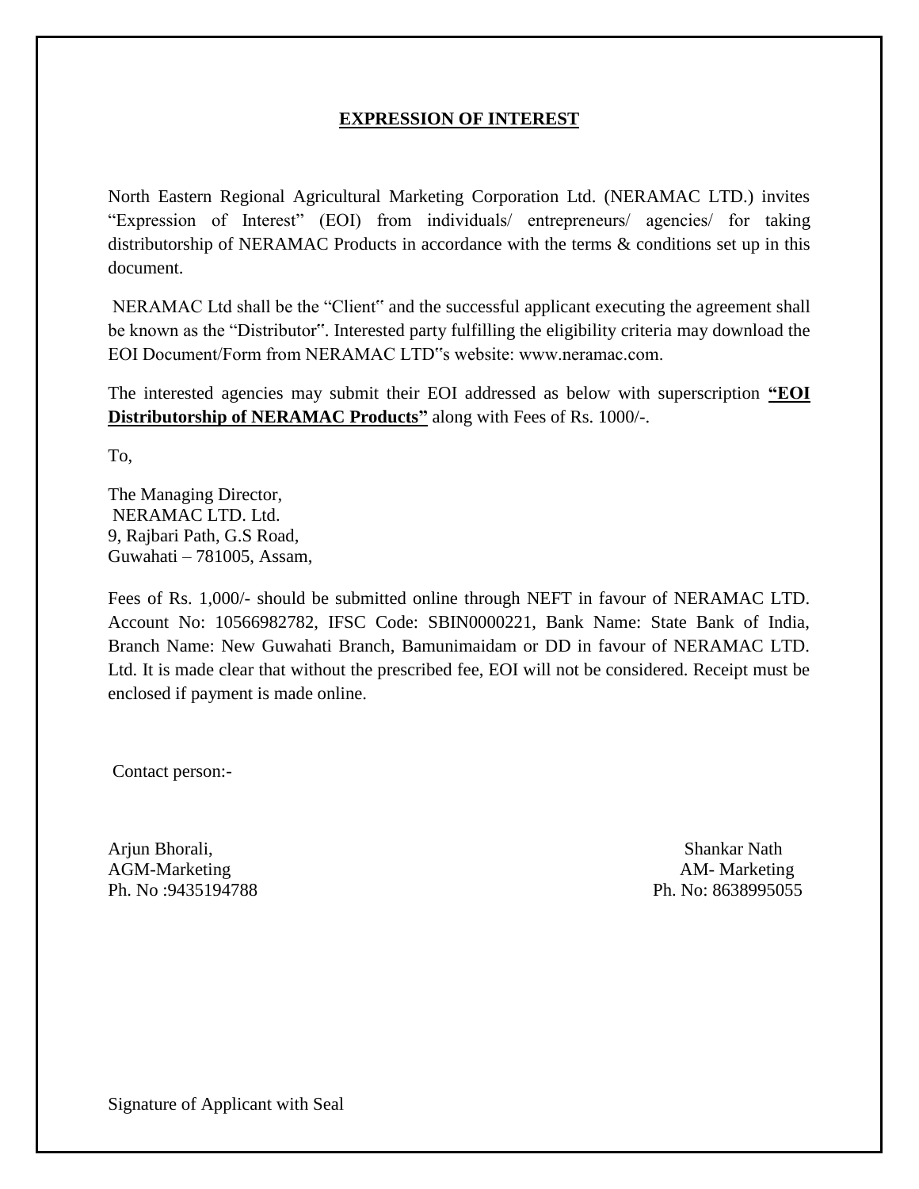# EXPRESSION OF INTEREST

North Eastern Regional Agricultural Marketing Corporation Ltd. (NERAMAC LTD.) invites "Expression of Interest" (EOI) from individuals/ entrepreneurs/ agencies/ for taking distributorship of NERAMAC Products in accordance with the terms & conditions set up in this document.

NERAMAC Ltd shall be the "Client" and the successful applicant executing the agreement shall be known as the "Distributor". Interested party fulfilling the eligibility criteria may download the EOI Document/Form from NERAMAC LTD"s website: www.neramac.com.

The interested agencies may submit their EOI addressed as below with superscription **"EOI Distributorship of NERAMAC Products"** along with Fees of Rs. 1000/-.

To,

The Managing Director,
NERAMAC LTD. Ltd.
9, Rajbari Path, G.S Road,
Guwahati – 781005, Assam,

Fees of Rs. 1,000/- should be submitted online through NEFT in favour of NERAMAC LTD. Account No: 10566982782, IFSC Code: SBIN0000221, Bank Name: State Bank of India, Branch Name: New Guwahati Branch, Bamunimaidam or DD in favour of NERAMAC LTD. Ltd. It is made clear that without the prescribed fee, EOI will not be considered. Receipt must be enclosed if payment is made online.

Contact person:-

Arjun Bhorali,
AGM-Marketing
Ph. No :9435194788

Shankar Nath
AM- Marketing
Ph. No: 8638995055

Signature of Applicant with Seal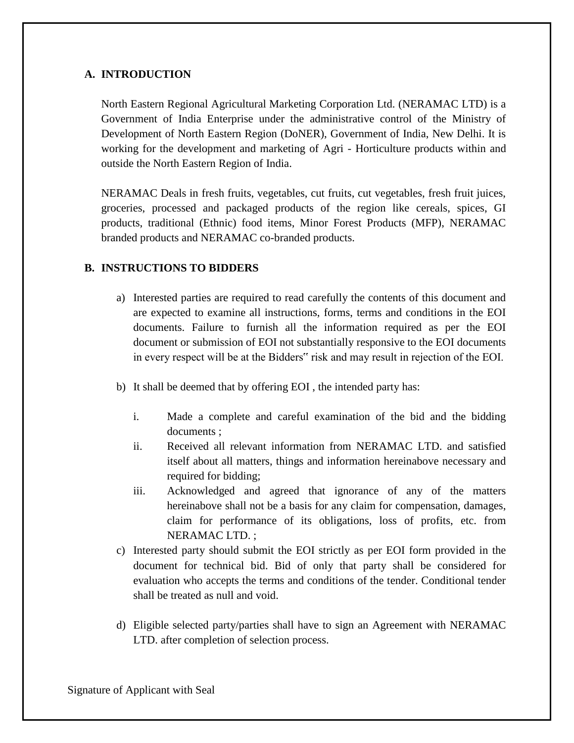## A. INTRODUCTION

North Eastern Regional Agricultural Marketing Corporation Ltd. (NERAMAC LTD) is a Government of India Enterprise under the administrative control of the Ministry of Development of North Eastern Region (DoNER), Government of India, New Delhi. It is working for the development and marketing of Agri - Horticulture products within and outside the North Eastern Region of India.

NERAMAC Deals in fresh fruits, vegetables, cut fruits, cut vegetables, fresh fruit juices, groceries, processed and packaged products of the region like cereals, spices, GI products, traditional (Ethnic) food items, Minor Forest Products (MFP), NERAMAC branded products and NERAMAC co-branded products.

## B. INSTRUCTIONS TO BIDDERS

a) Interested parties are required to read carefully the contents of this document and are expected to examine all instructions, forms, terms and conditions in the EOI documents. Failure to furnish all the information required as per the EOI document or submission of EOI not substantially responsive to the EOI documents in every respect will be at the Bidders" risk and may result in rejection of the EOI.

b) It shall be deemed that by offering EOI , the intended party has:

   i. Made a complete and careful examination of the bid and the bidding documents ;
   ii. Received all relevant information from NERAMAC LTD. and satisfied itself about all matters, things and information hereinabove necessary and required for bidding;
   iii. Acknowledged and agreed that ignorance of any of the matters hereinabove shall not be a basis for any claim for compensation, damages, claim for performance of its obligations, loss of profits, etc. from NERAMAC LTD. ;

c) Interested party should submit the EOI strictly as per EOI form provided in the document for technical bid. Bid of only that party shall be considered for evaluation who accepts the terms and conditions of the tender. Conditional tender shall be treated as null and void.

d) Eligible selected party/parties shall have to sign an Agreement with NERAMAC LTD. after completion of selection process.

Signature of Applicant with Seal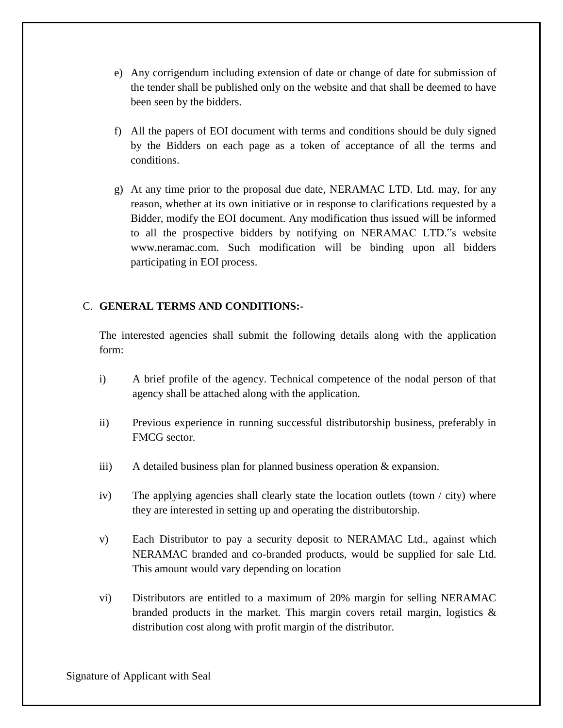e) Any corrigendum including extension of date or change of date for submission of the tender shall be published only on the website and that shall be deemed to have been seen by the bidders.

f) All the papers of EOI document with terms and conditions should be duly signed by the Bidders on each page as a token of acceptance of all the terms and conditions.

g) At any time prior to the proposal due date, NERAMAC LTD. Ltd. may, for any reason, whether at its own initiative or in response to clarifications requested by a Bidder, modify the EOI document. Any modification thus issued will be informed to all the prospective bidders by notifying on NERAMAC LTD.‟s website www.neramac.com. Such modification will be binding upon all bidders participating in EOI process.

## C. GENERAL TERMS AND CONDITIONS:-

The interested agencies shall submit the following details along with the application form:

i) A brief profile of the agency. Technical competence of the nodal person of that agency shall be attached along with the application.

ii) Previous experience in running successful distributorship business, preferably in FMCG sector.

iii) A detailed business plan for planned business operation & expansion.

iv) The applying agencies shall clearly state the location outlets (town / city) where they are interested in setting up and operating the distributorship.

v) Each Distributor to pay a security deposit to NERAMAC Ltd., against which NERAMAC branded and co-branded products, would be supplied for sale Ltd. This amount would vary depending on location

vi) Distributors are entitled to a maximum of 20% margin for selling NERAMAC branded products in the market. This margin covers retail margin, logistics & distribution cost along with profit margin of the distributor.

Signature of Applicant with Seal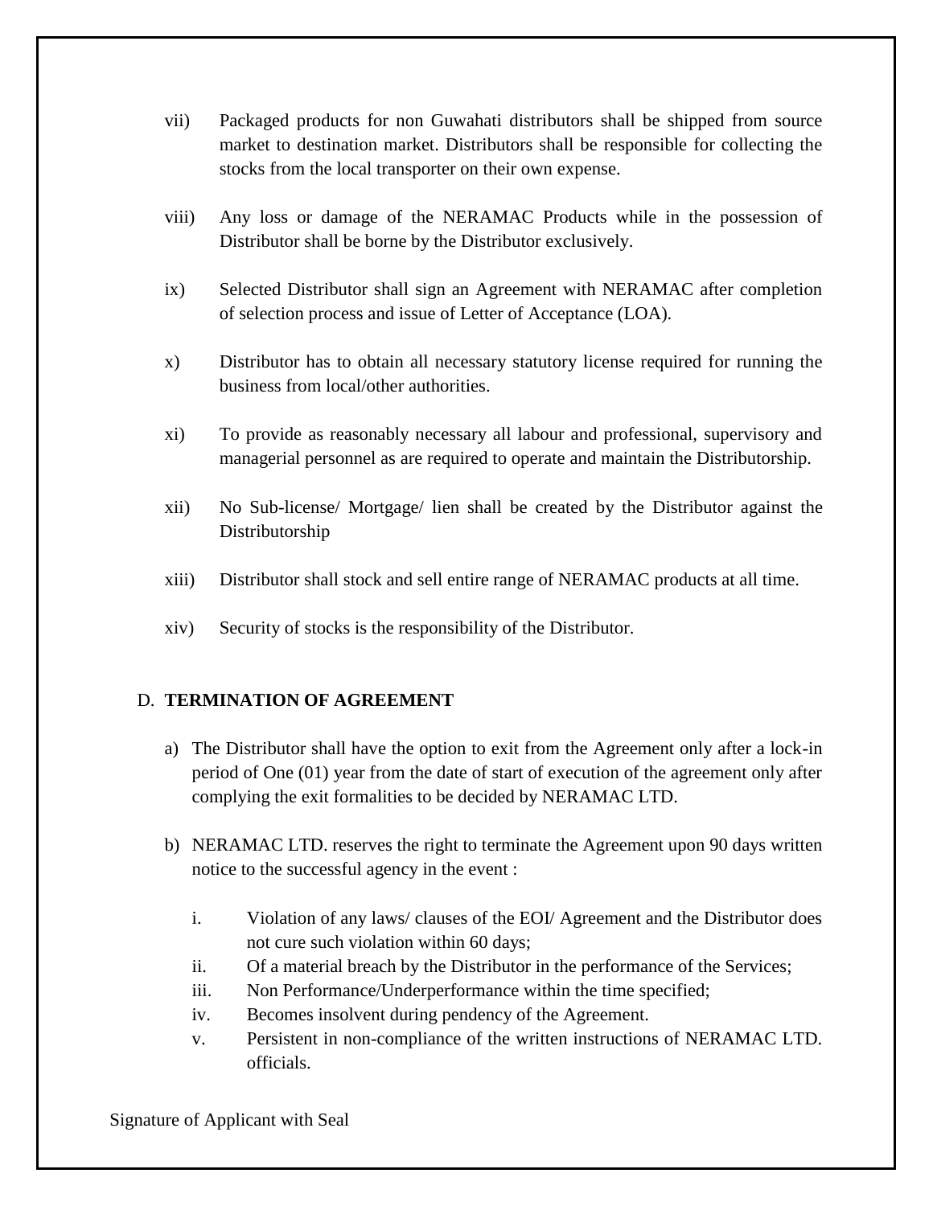vii) Packaged products for non Guwahati distributors shall be shipped from source market to destination market. Distributors shall be responsible for collecting the stocks from the local transporter on their own expense.

viii) Any loss or damage of the NERAMAC Products while in the possession of Distributor shall be borne by the Distributor exclusively.

ix) Selected Distributor shall sign an Agreement with NERAMAC after completion of selection process and issue of Letter of Acceptance (LOA).

x) Distributor has to obtain all necessary statutory license required for running the business from local/other authorities.

xi) To provide as reasonably necessary all labour and professional, supervisory and managerial personnel as are required to operate and maintain the Distributorship.

xii) No Sub-license/ Mortgage/ lien shall be created by the Distributor against the Distributorship

xiii) Distributor shall stock and sell entire range of NERAMAC products at all time.

xiv) Security of stocks is the responsibility of the Distributor.

D. **TERMINATION OF AGREEMENT**

a) The Distributor shall have the option to exit from the Agreement only after a lock-in period of One (01) year from the date of start of execution of the agreement only after complying the exit formalities to be decided by NERAMAC LTD.

b) NERAMAC LTD. reserves the right to terminate the Agreement upon 90 days written notice to the successful agency in the event :

   i. Violation of any laws/ clauses of the EOI/ Agreement and the Distributor does not cure such violation within 60 days;
   ii. Of a material breach by the Distributor in the performance of the Services;
   iii. Non Performance/Underperformance within the time specified;
   iv. Becomes insolvent during pendency of the Agreement.
   v. Persistent in non-compliance of the written instructions of NERAMAC LTD. officials.

Signature of Applicant with Seal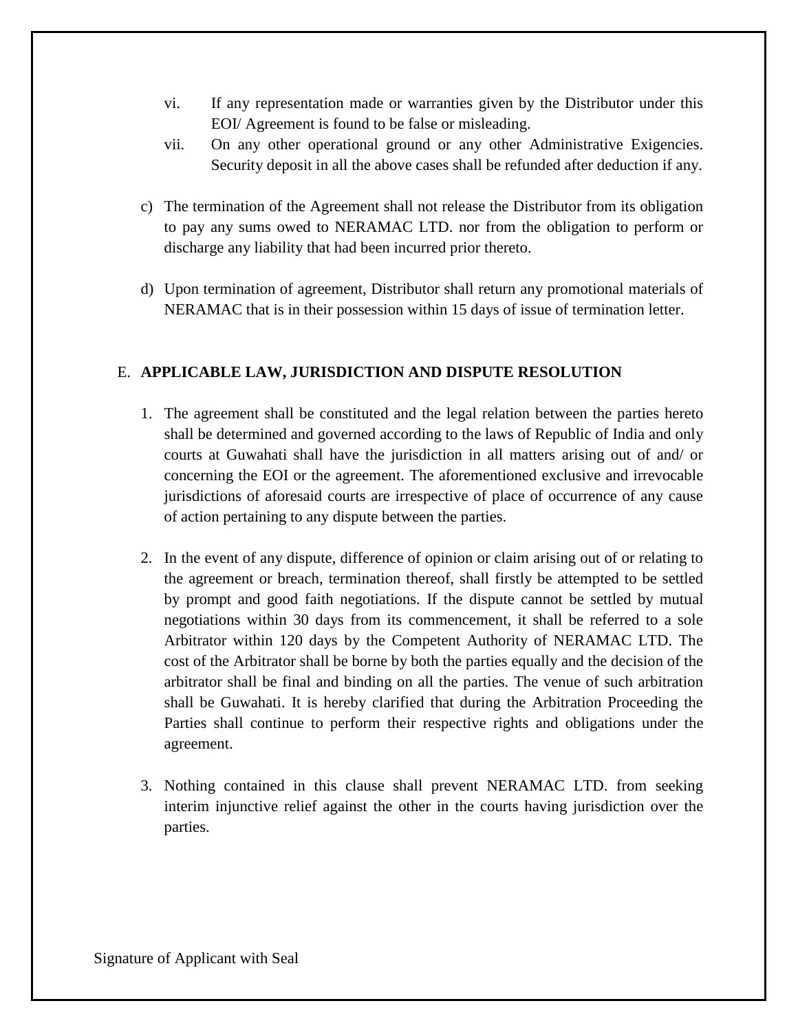vi. If any representation made or warranties given by the Distributor under this EOI/ Agreement is found to be false or misleading.

vii. On any other operational ground or any other Administrative Exigencies. Security deposit in all the above cases shall be refunded after deduction if any.

c) The termination of the Agreement shall not release the Distributor from its obligation to pay any sums owed to NERAMAC LTD. nor from the obligation to perform or discharge any liability that had been incurred prior thereto.

d) Upon termination of agreement, Distributor shall return any promotional materials of NERAMAC that is in their possession within 15 days of issue of termination letter.

## E. APPLICABLE LAW, JURISDICTION AND DISPUTE RESOLUTION

1. The agreement shall be constituted and the legal relation between the parties hereto shall be determined and governed according to the laws of Republic of India and only courts at Guwahati shall have the jurisdiction in all matters arising out of and/ or concerning the EOI or the agreement. The aforementioned exclusive and irrevocable jurisdictions of aforesaid courts are irrespective of place of occurrence of any cause of action pertaining to any dispute between the parties.

2. In the event of any dispute, difference of opinion or claim arising out of or relating to the agreement or breach, termination thereof, shall firstly be attempted to be settled by prompt and good faith negotiations. If the dispute cannot be settled by mutual negotiations within 30 days from its commencement, it shall be referred to a sole Arbitrator within 120 days by the Competent Authority of NERAMAC LTD. The cost of the Arbitrator shall be borne by both the parties equally and the decision of the arbitrator shall be final and binding on all the parties. The venue of such arbitration shall be Guwahati. It is hereby clarified that during the Arbitration Proceeding the Parties shall continue to perform their respective rights and obligations under the agreement.

3. Nothing contained in this clause shall prevent NERAMAC LTD. from seeking interim injunctive relief against the other in the courts having jurisdiction over the parties.

Signature of Applicant with Seal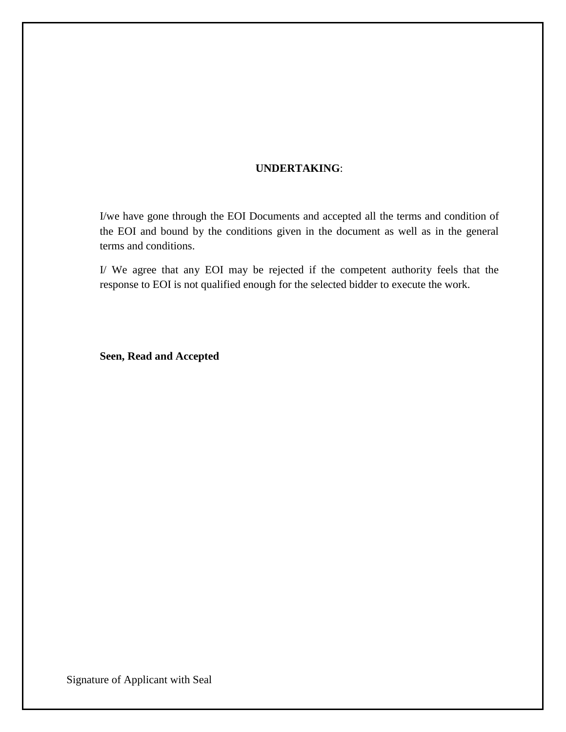**UNDERTAKING**:

I/we have gone through the EOI Documents and accepted all the terms and condition of the EOI and bound by the conditions given in the document as well as in the general terms and conditions.

I/ We agree that any EOI may be rejected if the competent authority feels that the response to EOI is not qualified enough for the selected bidder to execute the work.

**Seen, Read and Accepted**

Signature of Applicant with Seal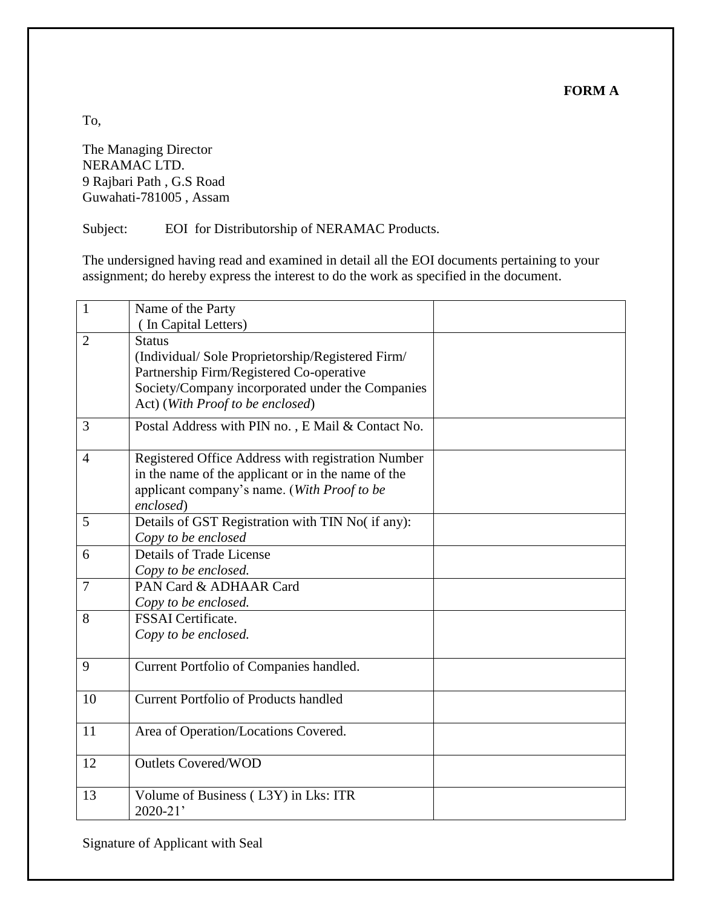**FORM A**

To,

The Managing Director
NERAMAC LTD.
9 Rajbari Path , G.S Road
Guwahati-781005 , Assam

Subject: EOI for Distributorship of NERAMAC Products.

The undersigned having read and examined in detail all the EOI documents pertaining to your assignment; do hereby express the interest to do the work as specified in the document.

| | | |
|---|---|---|
| 1 | Name of the Party<br>( In Capital Letters) | |
| 2 | Status<br>(Individual/ Sole Proprietorship/Registered Firm/ Partnership Firm/Registered Co-operative Society/Company incorporated under the Companies Act) (*With Proof to be enclosed*) | |
| 3 | Postal Address with PIN no. , E Mail & Contact No. | |
| 4 | Registered Office Address with registration Number in the name of the applicant or in the name of the applicant company's name. (*With Proof to be enclosed*) | |
| 5 | Details of GST Registration with TIN No( if any):<br>*Copy to be enclosed* | |
| 6 | Details of Trade License<br>*Copy to be enclosed.* | |
| 7 | PAN Card & ADHAAR Card<br>*Copy to be enclosed.* | |
| 8 | FSSAI Certificate.<br>*Copy to be enclosed.* | |
| 9 | Current Portfolio of Companies handled. | |
| 10 | Current Portfolio of Products handled | |
| 11 | Area of Operation/Locations Covered. | |
| 12 | Outlets Covered/WOD | |
| 13 | Volume of Business ( L3Y) in Lks: ITR<br>2020-21' | |

Signature of Applicant with Seal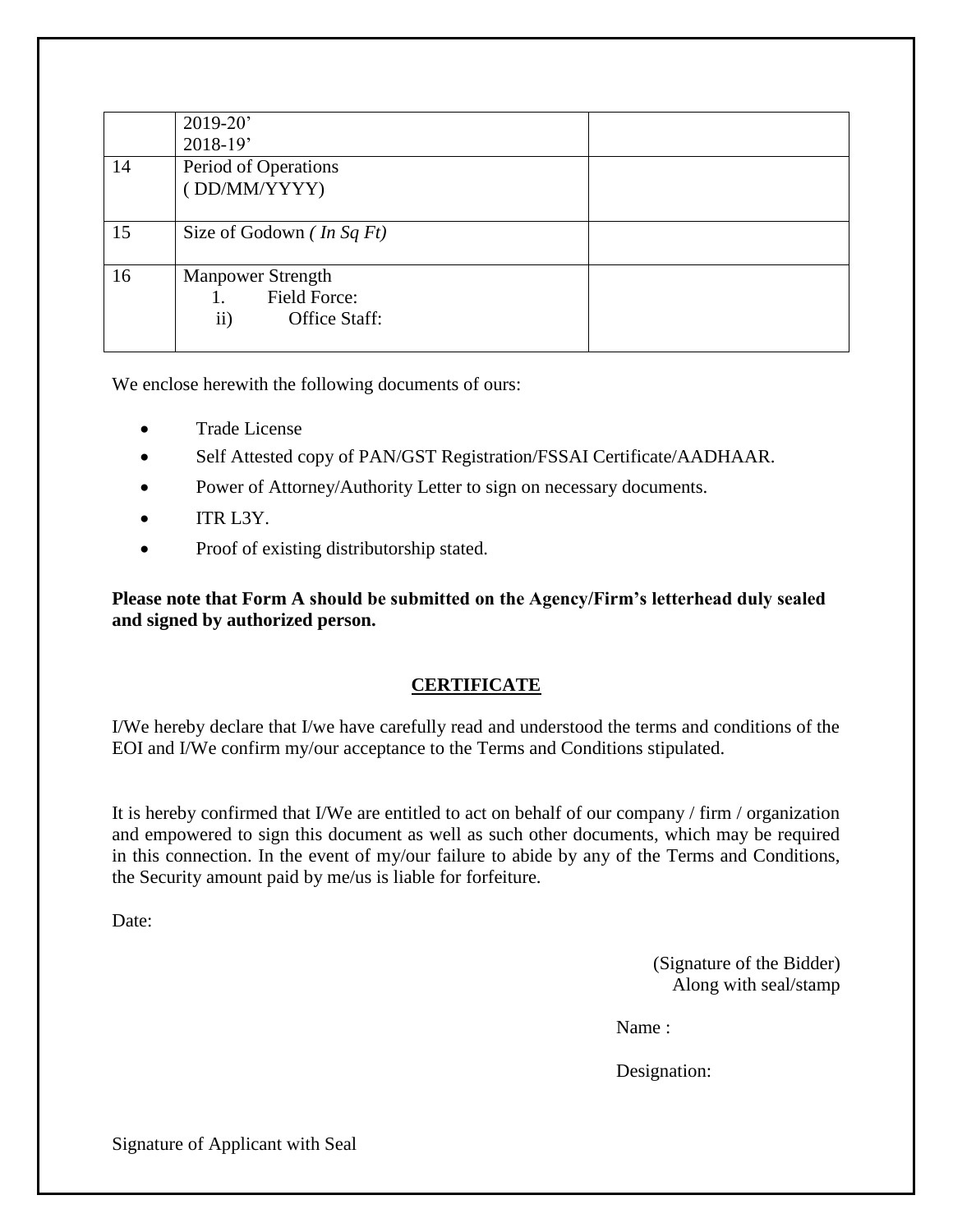| | | |
|---|---|---|
| | 2019-20'<br>2018-19' | |
| 14 | Period of Operations<br>( DD/MM/YYYY) | |
| 15 | Size of Godown *( In Sq Ft)* | |
| 16 | Manpower Strength<br>1. Field Force:<br>ii) Office Staff: | |

We enclose herewith the following documents of ours:

- Trade License
- Self Attested copy of PAN/GST Registration/FSSAI Certificate/AADHAAR.
- Power of Attorney/Authority Letter to sign on necessary documents.
- ITR L3Y.
- Proof of existing distributorship stated.

**Please note that Form A should be submitted on the Agency/Firm's letterhead duly sealed and signed by authorized person.**

## CERTIFICATE

I/We hereby declare that I/we have carefully read and understood the terms and conditions of the EOI and I/We confirm my/our acceptance to the Terms and Conditions stipulated.

It is hereby confirmed that I/We are entitled to act on behalf of our company / firm / organization and empowered to sign this document as well as such other documents, which may be required in this connection. In the event of my/our failure to abide by any of the Terms and Conditions, the Security amount paid by me/us is liable for forfeiture.

Date:

(Signature of the Bidder)
Along with seal/stamp

Name :

Designation:

Signature of Applicant with Seal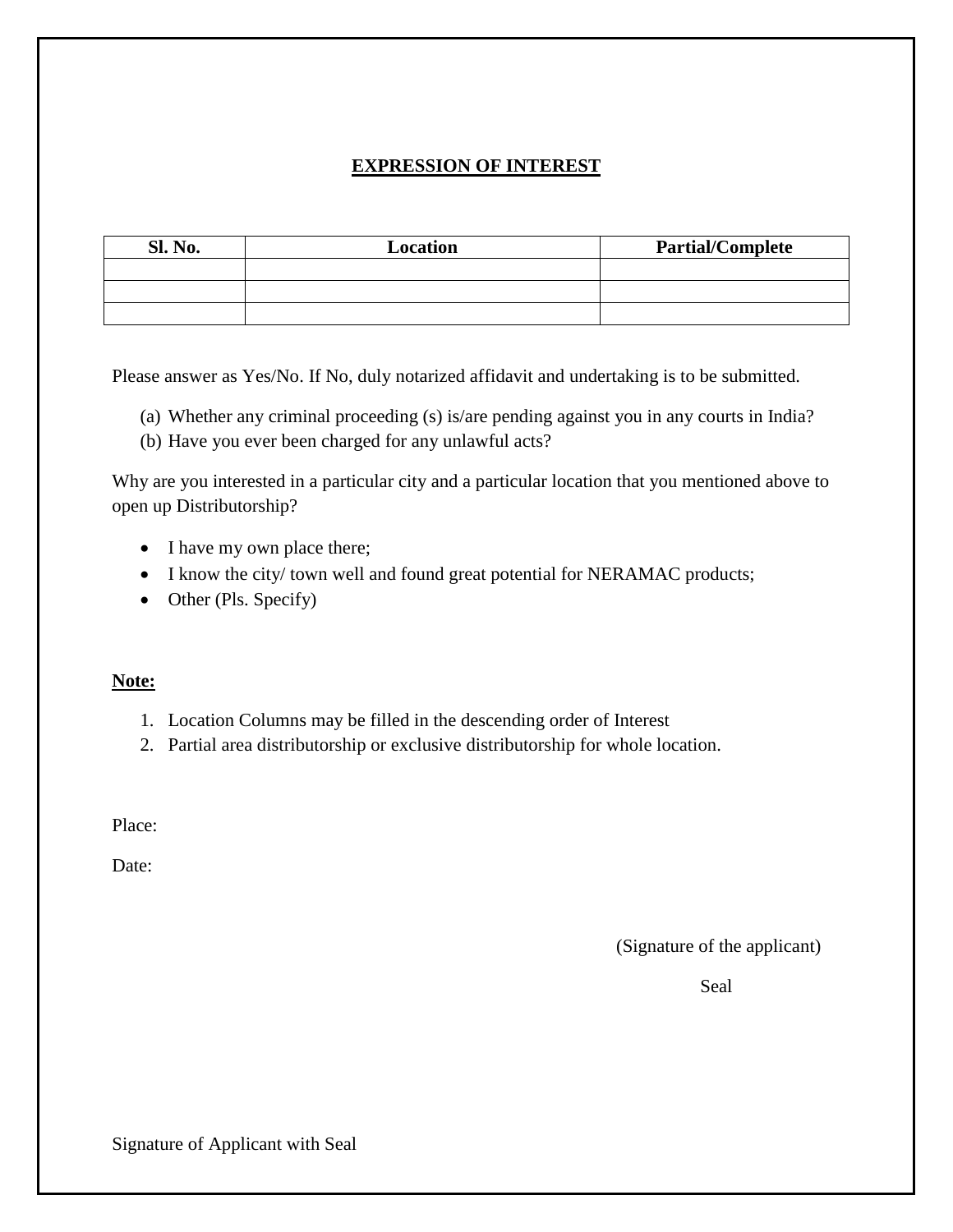# EXPRESSION OF INTEREST

| Sl. No. | Location | Partial/Complete |
|---|---|---|
| | | |
| | | |
| | | |

Please answer as Yes/No. If No, duly notarized affidavit and undertaking is to be submitted.

(a) Whether any criminal proceeding (s) is/are pending against you in any courts in India?
(b) Have you ever been charged for any unlawful acts?

Why are you interested in a particular city and a particular location that you mentioned above to open up Distributorship?

- I have my own place there;
- I know the city/ town well and found great potential for NERAMAC products;
- Other (Pls. Specify)

**Note:**

1. Location Columns may be filled in the descending order of Interest
2. Partial area distributorship or exclusive distributorship for whole location.

Place:

Date:

(Signature of the applicant)

Seal

Signature of Applicant with Seal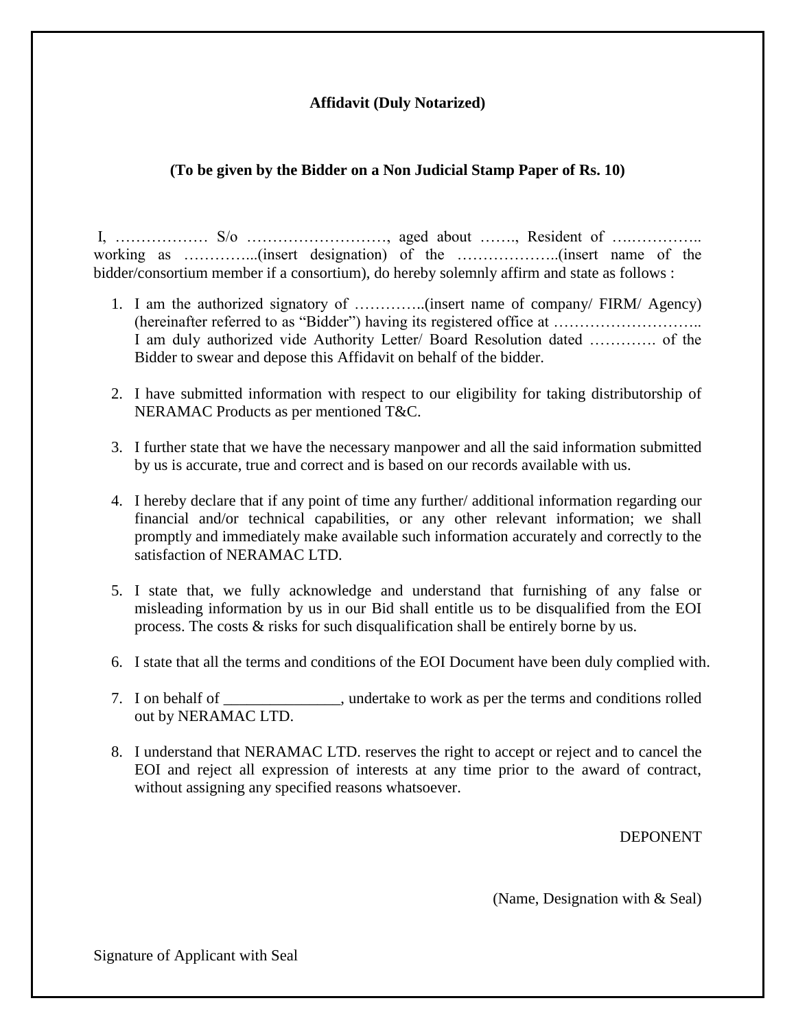**Affidavit (Duly Notarized)**

**(To be given by the Bidder on a Non Judicial Stamp Paper of Rs. 10)**

I, ……………… S/o ………………………, aged about ……., Resident of ….………….. working as …………..(insert designation) of the ………………..(insert name of the bidder/consortium member if a consortium), do hereby solemnly affirm and state as follows :

1. I am the authorized signatory of …………..(insert name of company/ FIRM/ Agency) (hereinafter referred to as "Bidder") having its registered office at ……………………….. I am duly authorized vide Authority Letter/ Board Resolution dated …………. of the Bidder to swear and depose this Affidavit on behalf of the bidder.

2. I have submitted information with respect to our eligibility for taking distributorship of NERAMAC Products as per mentioned T&C.

3. I further state that we have the necessary manpower and all the said information submitted by us is accurate, true and correct and is based on our records available with us.

4. I hereby declare that if any point of time any further/ additional information regarding our financial and/or technical capabilities, or any other relevant information; we shall promptly and immediately make available such information accurately and correctly to the satisfaction of NERAMAC LTD.

5. I state that, we fully acknowledge and understand that furnishing of any false or misleading information by us in our Bid shall entitle us to be disqualified from the EOI process. The costs & risks for such disqualification shall be entirely borne by us.

6. I state that all the terms and conditions of the EOI Document have been duly complied with.

7. I on behalf of _______________, undertake to work as per the terms and conditions rolled out by NERAMAC LTD.

8. I understand that NERAMAC LTD. reserves the right to accept or reject and to cancel the EOI and reject all expression of interests at any time prior to the award of contract, without assigning any specified reasons whatsoever.

DEPONENT

(Name, Designation with & Seal)

Signature of Applicant with Seal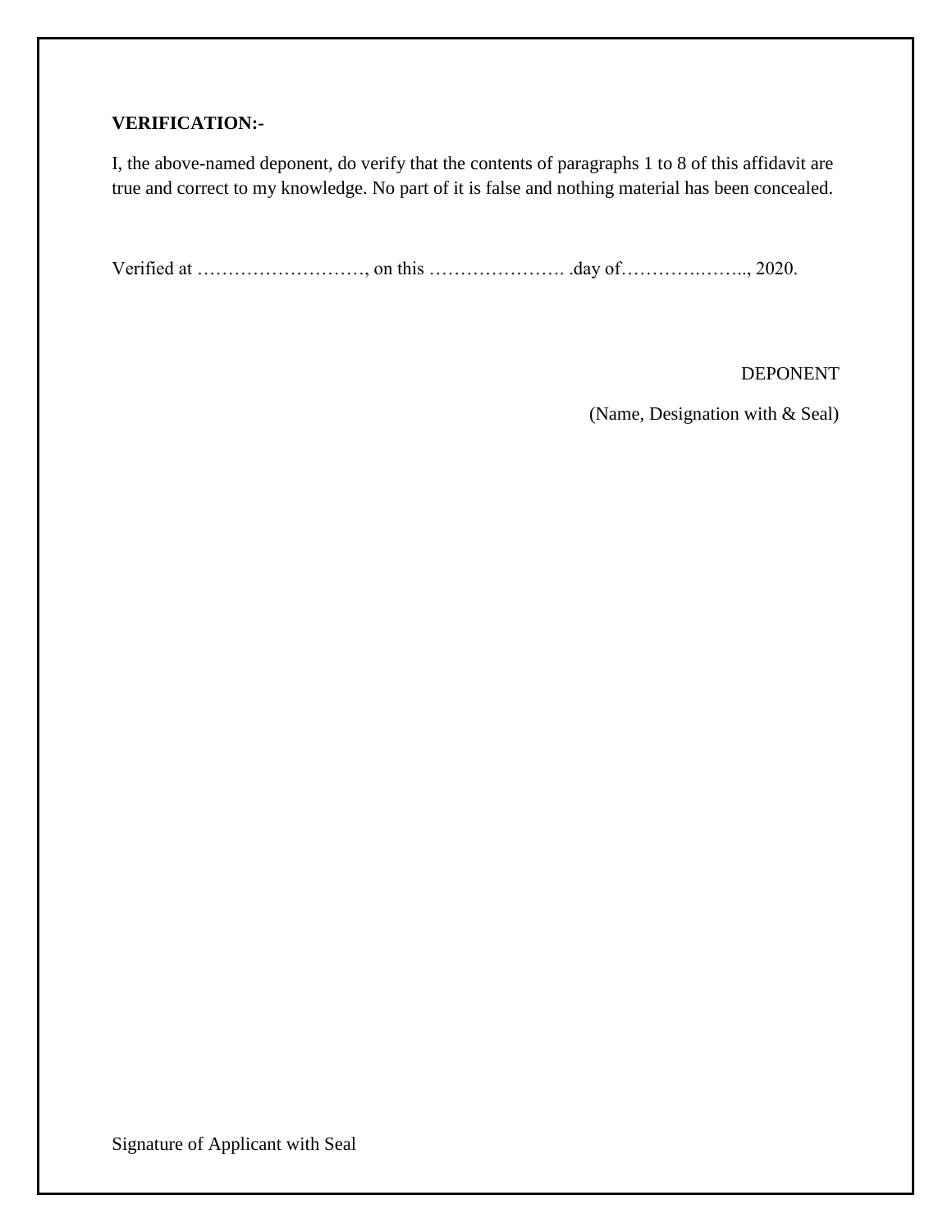**VERIFICATION:-**

I, the above-named deponent, do verify that the contents of paragraphs 1 to 8 of this affidavit are true and correct to my knowledge. No part of it is false and nothing material has been concealed.

Verified at ………………………, on this …………………. .day of……………..….., 2020.

DEPONENT

(Name, Designation with & Seal)

Signature of Applicant with Seal